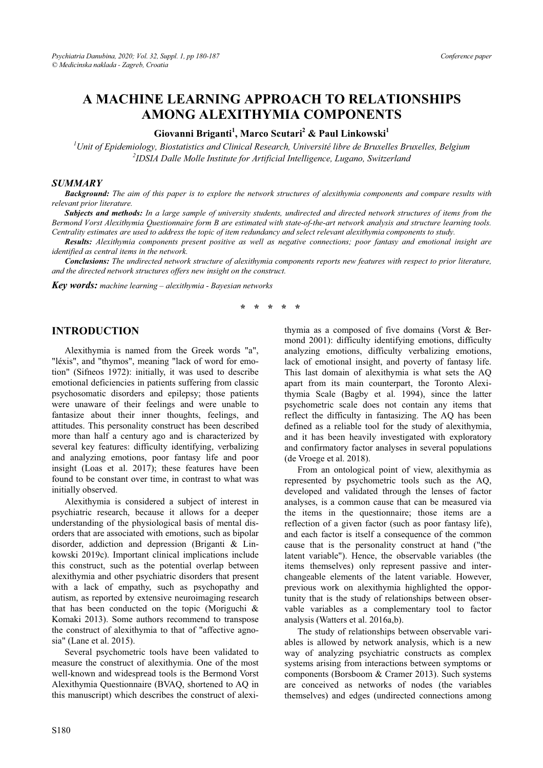# A MACHINE LEARNING APPROACH TO RELATIONSHIPS AMONG ALEXITHYMIA COMPONENTS

**Giovanni Briganti[1], Marco Scutari[2] & Paul Linkowski[1]**

[1]*Unit of Epidemiology, Biostatistics and Clinical Research, Université libre de Bruxelles Bruxelles, Belgium*
[2]*IDSIA Dalle Molle Institute for Artificial Intelligence, Lugano, Switzerland*

## SUMMARY

***Background:*** *The aim of this paper is to explore the network structures of alexithymia components and compare results with relevant prior literature.*

***Subjects and methods:*** *In a large sample of university students, undirected and directed network structures of items from the Bermond Vorst Alexithymia Questionnaire form B are estimated with state-of-the-art network analysis and structure learning tools. Centrality estimates are used to address the topic of item redundancy and select relevant alexithymia components to study.*

***Results:*** *Alexithymia components present positive as well as negative connections; poor fantasy and emotional insight are identified as central items in the network.*

***Conclusions:*** *The undirected network structure of alexithymia components reports new features with respect to prior literature, and the directed network structures offers new insight on the construct.*

***Key words:*** *machine learning – alexithymia - Bayesian networks*

\* \* \* \* \*

## INTRODUCTION

Alexithymia is named from the Greek words "a", "léxis", and "thymos", meaning "lack of word for emotion" (Sifneos 1972): initially, it was used to describe emotional deficiencies in patients suffering from classic psychosomatic disorders and epilepsy; those patients were unaware of their feelings and were unable to fantasize about their inner thoughts, feelings, and attitudes. This personality construct has been described more than half a century ago and is characterized by several key features: difficulty identifying, verbalizing and analyzing emotions, poor fantasy life and poor insight (Loas et al. 2017); these features have been found to be constant over time, in contrast to what was initially observed.

Alexithymia is considered a subject of interest in psychiatric research, because it allows for a deeper understanding of the physiological basis of mental disorders that are associated with emotions, such as bipolar disorder, addiction and depression (Briganti & Linkowski 2019c). Important clinical implications include this construct, such as the potential overlap between alexithymia and other psychiatric disorders that present with a lack of empathy, such as psychopathy and autism, as reported by extensive neuroimaging research that has been conducted on the topic (Moriguchi & Komaki 2013). Some authors recommend to transpose the construct of alexithymia to that of "affective agnosia" (Lane et al. 2015).

Several psychometric tools have been validated to measure the construct of alexithymia. One of the most well-known and widespread tools is the Bermond Vorst Alexithymia Questionnaire (BVAQ, shortened to AQ in this manuscript) which describes the construct of alexithymia as a composed of five domains (Vorst & Bermond 2001): difficulty identifying emotions, difficulty analyzing emotions, difficulty verbalizing emotions, lack of emotional insight, and poverty of fantasy life. This last domain of alexithymia is what sets the AQ apart from its main counterpart, the Toronto Alexithymia Scale (Bagby et al. 1994), since the latter psychometric scale does not contain any items that reflect the difficulty in fantasizing. The AQ has been defined as a reliable tool for the study of alexithymia, and it has been heavily investigated with exploratory and confirmatory factor analyses in several populations (de Vroege et al. 2018).

From an ontological point of view, alexithymia as represented by psychometric tools such as the AQ, developed and validated through the lenses of factor analyses, is a common cause that can be measured via the items in the questionnaire; those items are a reflection of a given factor (such as poor fantasy life), and each factor is itself a consequence of the common cause that is the personality construct at hand ("the latent variable"). Hence, the observable variables (the items themselves) only represent passive and interchangeable elements of the latent variable. However, previous work on alexithymia highlighted the opportunity that is the study of relationships between observable variables as a complementary tool to factor analysis (Watters et al. 2016a,b).

The study of relationships between observable variables is allowed by network analysis, which is a new way of analyzing psychiatric constructs as complex systems arising from interactions between symptoms or components (Borsboom & Cramer 2013). Such systems are conceived as networks of nodes (the variables themselves) and edges (undirected connections among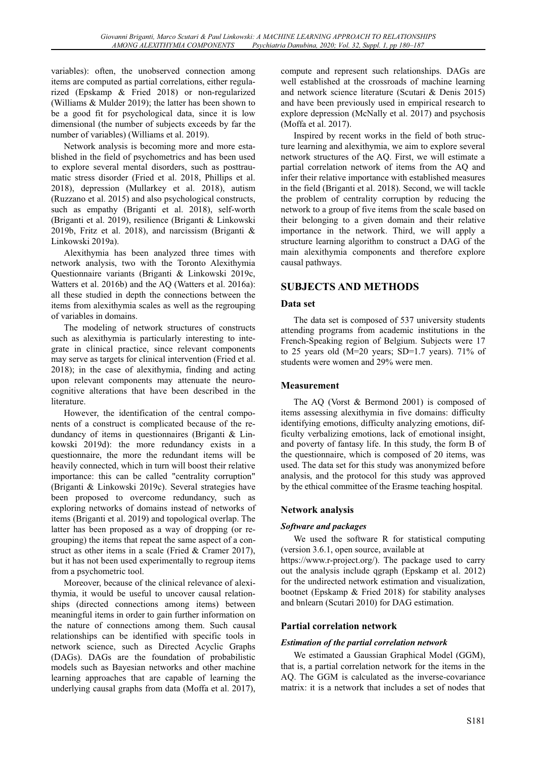variables): often, the unobserved connection among items are computed as partial correlations, either regularized (Epskamp & Fried 2018) or non-regularized (Williams & Mulder 2019); the latter has been shown to be a good fit for psychological data, since it is low dimensional (the number of subjects exceeds by far the number of variables) (Williams et al. 2019).

Network analysis is becoming more and more established in the field of psychometrics and has been used to explore several mental disorders, such as posttraumatic stress disorder (Fried et al. 2018, Phillips et al. 2018), depression (Mullarkey et al. 2018), autism (Ruzzano et al. 2015) and also psychological constructs, such as empathy (Briganti et al. 2018), self-worth (Briganti et al. 2019), resilience (Briganti & Linkowski 2019b, Fritz et al. 2018), and narcissism (Briganti & Linkowski 2019a).

Alexithymia has been analyzed three times with network analysis, two with the Toronto Alexithymia Questionnaire variants (Briganti & Linkowski 2019c, Watters et al. 2016b) and the AQ (Watters et al. 2016a): all these studied in depth the connections between the items from alexithymia scales as well as the regrouping of variables in domains.

The modeling of network structures of constructs such as alexithymia is particularly interesting to integrate in clinical practice, since relevant components may serve as targets for clinical intervention (Fried et al. 2018); in the case of alexithymia, finding and acting upon relevant components may attenuate the neurocognitive alterations that have been described in the literature.

However, the identification of the central components of a construct is complicated because of the redundancy of items in questionnaires (Briganti & Linkowski 2019d): the more redundancy exists in a questionnaire, the more the redundant items will be heavily connected, which in turn will boost their relative importance: this can be called "centrality corruption" (Briganti & Linkowski 2019c). Several strategies have been proposed to overcome redundancy, such as exploring networks of domains instead of networks of items (Briganti et al. 2019) and topological overlap. The latter has been proposed as a way of dropping (or regrouping) the items that repeat the same aspect of a construct as other items in a scale (Fried & Cramer 2017), but it has not been used experimentally to regroup items from a psychometric tool.

Moreover, because of the clinical relevance of alexithymia, it would be useful to uncover causal relationships (directed connections among items) between meaningful items in order to gain further information on the nature of connections among them. Such causal relationships can be identified with specific tools in network science, such as Directed Acyclic Graphs (DAGs). DAGs are the foundation of probabilistic models such as Bayesian networks and other machine learning approaches that are capable of learning the underlying causal graphs from data (Moffa et al. 2017), compute and represent such relationships. DAGs are well established at the crossroads of machine learning and network science literature (Scutari & Denis 2015) and have been previously used in empirical research to explore depression (McNally et al. 2017) and psychosis (Moffa et al. 2017).

Inspired by recent works in the field of both structure learning and alexithymia, we aim to explore several network structures of the AQ. First, we will estimate a partial correlation network of items from the AQ and infer their relative importance with established measures in the field (Briganti et al. 2018). Second, we will tackle the problem of centrality corruption by reducing the network to a group of five items from the scale based on their belonging to a given domain and their relative importance in the network. Third, we will apply a structure learning algorithm to construct a DAG of the main alexithymia components and therefore explore causal pathways.

## SUBJECTS AND METHODS

### Data set

The data set is composed of 537 university students attending programs from academic institutions in the French-Speaking region of Belgium. Subjects were 17 to 25 years old (M=20 years; SD=1.7 years). 71% of students were women and 29% were men.

### Measurement

The AQ (Vorst & Bermond 2001) is composed of items assessing alexithymia in five domains: difficulty identifying emotions, difficulty analyzing emotions, difficulty verbalizing emotions, lack of emotional insight, and poverty of fantasy life. In this study, the form B of the questionnaire, which is composed of 20 items, was used. The data set for this study was anonymized before analysis, and the protocol for this study was approved by the ethical committee of the Erasme teaching hospital.

### Network analysis

#### *Software and packages*

We used the software R for statistical computing (version 3.6.1, open source, available at https://www.r-project.org/). The package used to carry out the analysis include qgraph (Epskamp et al. 2012) for the undirected network estimation and visualization, bootnet (Epskamp & Fried 2018) for stability analyses and bnlearn (Scutari 2010) for DAG estimation.

### Partial correlation network

#### *Estimation of the partial correlation network*

We estimated a Gaussian Graphical Model (GGM), that is, a partial correlation network for the items in the AQ. The GGM is calculated as the inverse-covariance matrix: it is a network that includes a set of nodes that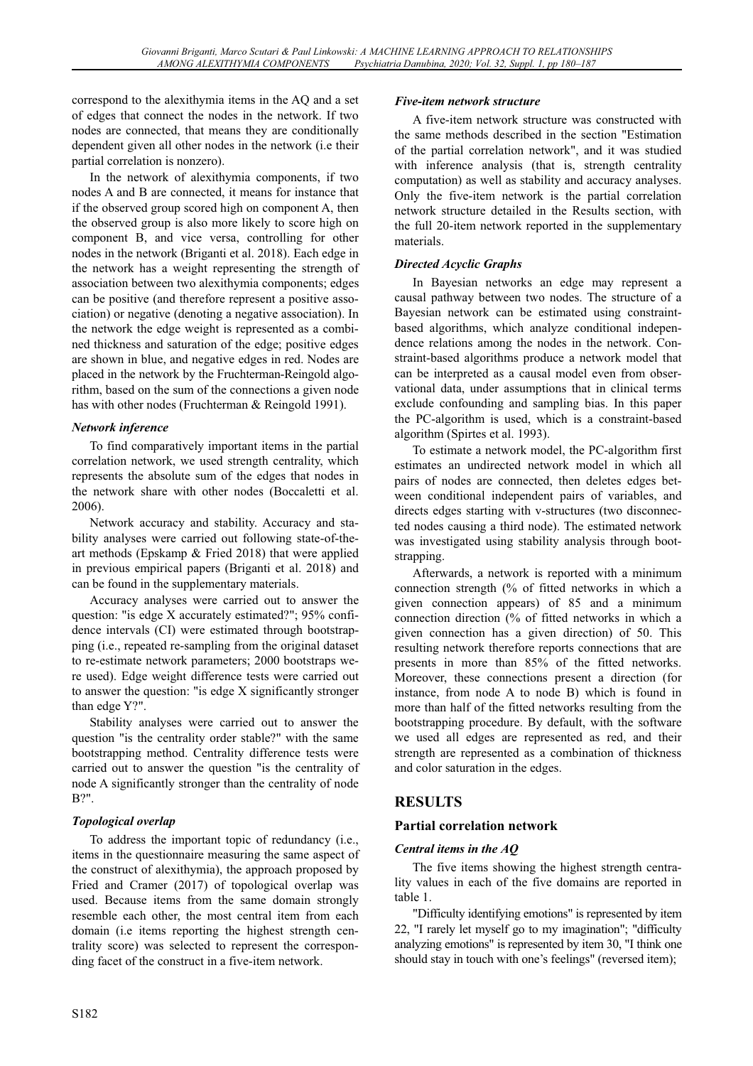correspond to the alexithymia items in the AQ and a set of edges that connect the nodes in the network. If two nodes are connected, that means they are conditionally dependent given all other nodes in the network (i.e their partial correlation is nonzero).

In the network of alexithymia components, if two nodes A and B are connected, it means for instance that if the observed group scored high on component A, then the observed group is also more likely to score high on component B, and vice versa, controlling for other nodes in the network (Briganti et al. 2018). Each edge in the network has a weight representing the strength of association between two alexithymia components; edges can be positive (and therefore represent a positive association) or negative (denoting a negative association). In the network the edge weight is represented as a combined thickness and saturation of the edge; positive edges are shown in blue, and negative edges in red. Nodes are placed in the network by the Fruchterman-Reingold algorithm, based on the sum of the connections a given node has with other nodes (Fruchterman & Reingold 1991).

### *Network inference*

To find comparatively important items in the partial correlation network, we used strength centrality, which represents the absolute sum of the edges that nodes in the network share with other nodes (Boccaletti et al. 2006).

Network accuracy and stability. Accuracy and stability analyses were carried out following state-of-the-art methods (Epskamp & Fried 2018) that were applied in previous empirical papers (Briganti et al. 2018) and can be found in the supplementary materials.

Accuracy analyses were carried out to answer the question: "is edge X accurately estimated?"; 95% confidence intervals (CI) were estimated through bootstrapping (i.e., repeated re-sampling from the original dataset to re-estimate network parameters; 2000 bootstraps were used). Edge weight difference tests were carried out to answer the question: "is edge X significantly stronger than edge Y?".

Stability analyses were carried out to answer the question "is the centrality order stable?" with the same bootstrapping method. Centrality difference tests were carried out to answer the question "is the centrality of node A significantly stronger than the centrality of node B?".

### *Topological overlap*

To address the important topic of redundancy (i.e., items in the questionnaire measuring the same aspect of the construct of alexithymia), the approach proposed by Fried and Cramer (2017) of topological overlap was used. Because items from the same domain strongly resemble each other, the most central item from each domain (i.e items reporting the highest strength centrality score) was selected to represent the corresponding facet of the construct in a five-item network.

### *Five-item network structure*

A five-item network structure was constructed with the same methods described in the section "Estimation of the partial correlation network", and it was studied with inference analysis (that is, strength centrality computation) as well as stability and accuracy analyses. Only the five-item network is the partial correlation network structure detailed in the Results section, with the full 20-item network reported in the supplementary materials.

### *Directed Acyclic Graphs*

In Bayesian networks an edge may represent a causal pathway between two nodes. The structure of a Bayesian network can be estimated using constraint-based algorithms, which analyze conditional independence relations among the nodes in the network. Constraint-based algorithms produce a network model that can be interpreted as a causal model even from observational data, under assumptions that in clinical terms exclude confounding and sampling bias. In this paper the PC-algorithm is used, which is a constraint-based algorithm (Spirtes et al. 1993).

To estimate a network model, the PC-algorithm first estimates an undirected network model in which all pairs of nodes are connected, then deletes edges between conditional independent pairs of variables, and directs edges starting with v-structures (two disconnected nodes causing a third node). The estimated network was investigated using stability analysis through bootstrapping.

Afterwards, a network is reported with a minimum connection strength (% of fitted networks in which a given connection appears) of 85 and a minimum connection direction (% of fitted networks in which a given connection has a given direction) of 50. This resulting network therefore reports connections that are presents in more than 85% of the fitted networks. Moreover, these connections present a direction (for instance, from node A to node B) which is found in more than half of the fitted networks resulting from the bootstrapping procedure. By default, with the software we used all edges are represented as red, and their strength are represented as a combination of thickness and color saturation in the edges.

## RESULTS

### Partial correlation network

### *Central items in the AQ*

The five items showing the highest strength centrality values in each of the five domains are reported in table 1.

"Difficulty identifying emotions" is represented by item 22, "I rarely let myself go to my imagination"; "difficulty analyzing emotions" is represented by item 30, "I think one should stay in touch with one's feelings" (reversed item);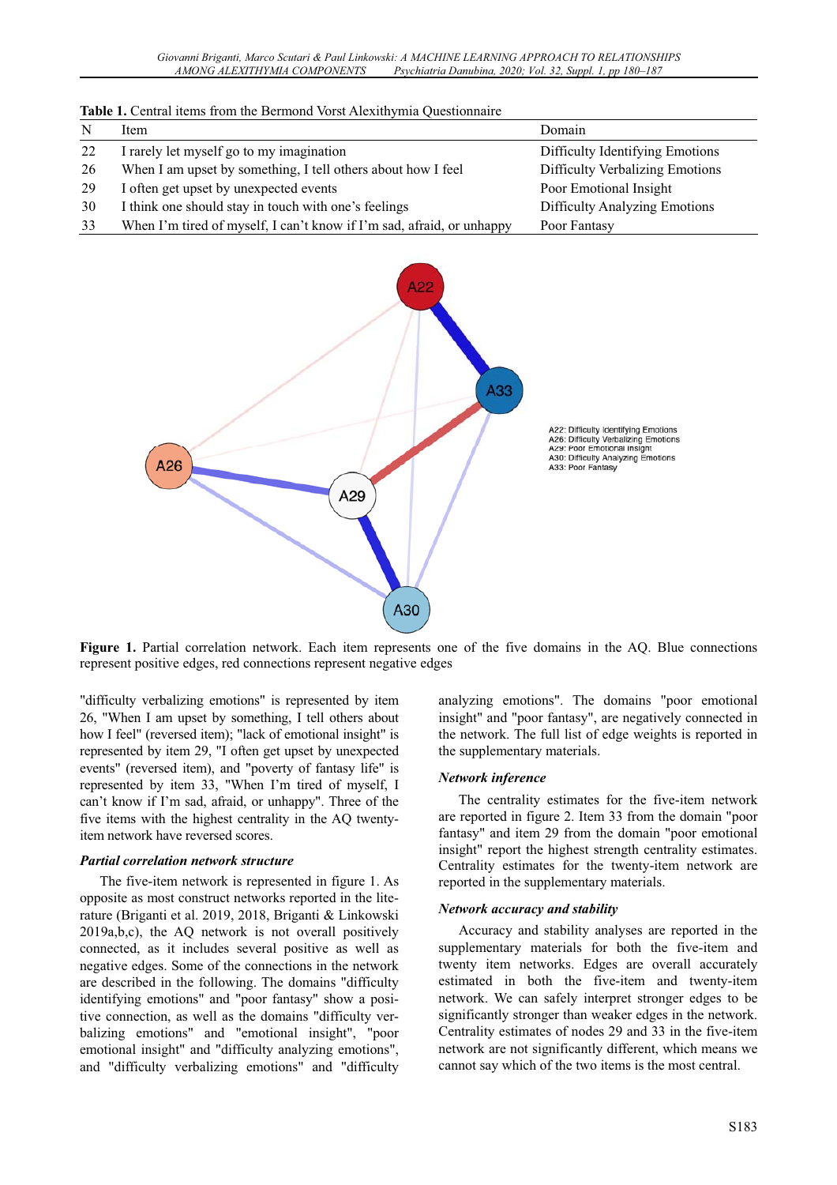**Table 1.** Central items from the Bermond Vorst Alexithymia Questionnaire

| N | Item | Domain |
|---|---|---|
| 22 | I rarely let myself go to my imagination | Difficulty Identifying Emotions |
| 26 | When I am upset by something, I tell others about how I feel | Difficulty Verbalizing Emotions |
| 29 | I often get upset by unexpected events | Poor Emotional Insight |
| 30 | I think one should stay in touch with one's feelings | Difficulty Analyzing Emotions |
| 33 | When I'm tired of myself, I can't know if I'm sad, afraid, or unhappy | Poor Fantasy |

**Figure 1.** Partial correlation network. Each item represents one of the five domains in the AQ. Blue connections represent positive edges, red connections represent negative edges

"difficulty verbalizing emotions" is represented by item 26, "When I am upset by something, I tell others about how I feel" (reversed item); "lack of emotional insight" is represented by item 29, "I often get upset by unexpected events" (reversed item), and "poverty of fantasy life" is represented by item 33, "When I'm tired of myself, I can't know if I'm sad, afraid, or unhappy". Three of the five items with the highest centrality in the AQ twenty-item network have reversed scores.

### *Partial correlation network structure*

The five-item network is represented in figure 1. As opposite as most construct networks reported in the literature (Briganti et al. 2019, 2018, Briganti & Linkowski 2019a,b,c), the AQ network is not overall positively connected, as it includes several positive as well as negative edges. Some of the connections in the network are described in the following. The domains "difficulty identifying emotions" and "poor fantasy" show a positive connection, as well as the domains "difficulty verbalizing emotions" and "emotional insight", "poor emotional insight" and "difficulty analyzing emotions", and "difficulty verbalizing emotions" and "difficulty analyzing emotions". The domains "poor emotional insight" and "poor fantasy", are negatively connected in the network. The full list of edge weights is reported in the supplementary materials.

### *Network inference*

The centrality estimates for the five-item network are reported in figure 2. Item 33 from the domain "poor fantasy" and item 29 from the domain "poor emotional insight" report the highest strength centrality estimates. Centrality estimates for the twenty-item network are reported in the supplementary materials.

### *Network accuracy and stability*

Accuracy and stability analyses are reported in the supplementary materials for both the five-item and twenty item networks. Edges are overall accurately estimated in both the five-item and twenty-item network. We can safely interpret stronger edges to be significantly stronger than weaker edges in the network. Centrality estimates of nodes 29 and 33 in the five-item network are not significantly different, which means we cannot say which of the two items is the most central.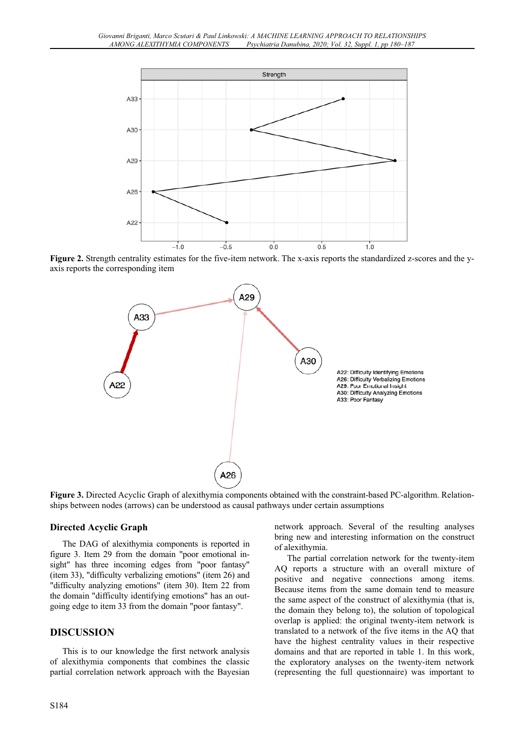**Figure 2.** Strength centrality estimates for the five-item network. The x-axis reports the standardized z-scores and the y-axis reports the corresponding item

**Figure 3.** Directed Acyclic Graph of alexithymia components obtained with the constraint-based PC-algorithm. Relationships between nodes (arrows) can be understood as causal pathways under certain assumptions

### Directed Acyclic Graph

The DAG of alexithymia components is reported in figure 3. Item 29 from the domain "poor emotional insight" has three incoming edges from "poor fantasy" (item 33), "difficulty verbalizing emotions" (item 26) and "difficulty analyzing emotions" (item 30). Item 22 from the domain "difficulty identifying emotions" has an outgoing edge to item 33 from the domain "poor fantasy".

## DISCUSSION

This is to our knowledge the first network analysis of alexithymia components that combines the classic partial correlation network approach with the Bayesian network approach. Several of the resulting analyses bring new and interesting information on the construct of alexithymia.

The partial correlation network for the twenty-item AQ reports a structure with an overall mixture of positive and negative connections among items. Because items from the same domain tend to measure the same aspect of the construct of alexithymia (that is, the domain they belong to), the solution of topological overlap is applied: the original twenty-item network is translated to a network of the five items in the AQ that have the highest centrality values in their respective domains and that are reported in table 1. In this work, the exploratory analyses on the twenty-item network (representing the full questionnaire) was important to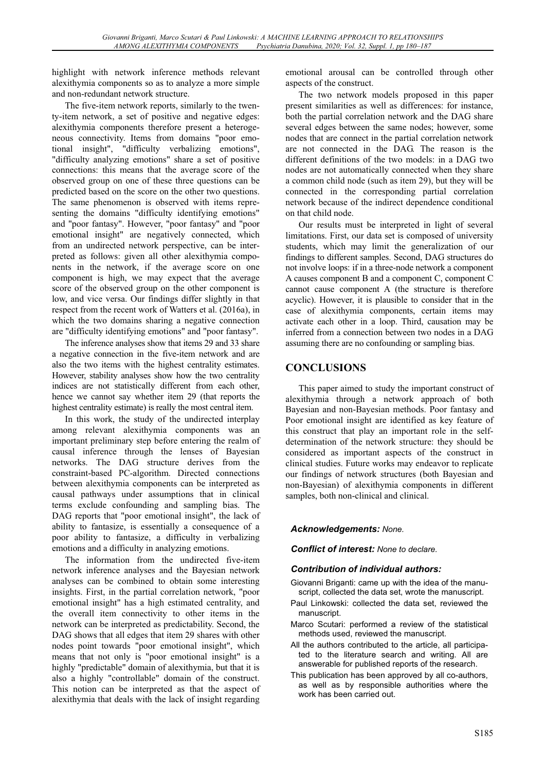highlight with network inference methods relevant alexithymia components so as to analyze a more simple and non-redundant network structure.

The five-item network reports, similarly to the twenty-item network, a set of positive and negative edges: alexithymia components therefore present a heterogeneous connectivity. Items from domains "poor emotional insight", "difficulty verbalizing emotions", "difficulty analyzing emotions" share a set of positive connections: this means that the average score of the observed group on one of these three questions can be predicted based on the score on the other two questions. The same phenomenon is observed with items representing the domains "difficulty identifying emotions" and "poor fantasy". However, "poor fantasy" and "poor emotional insight" are negatively connected, which from an undirected network perspective, can be interpreted as follows: given all other alexithymia components in the network, if the average score on one component is high, we may expect that the average score of the observed group on the other component is low, and vice versa. Our findings differ slightly in that respect from the recent work of Watters et al. (2016a), in which the two domains sharing a negative connection are "difficulty identifying emotions" and "poor fantasy".

The inference analyses show that items 29 and 33 share a negative connection in the five-item network and are also the two items with the highest centrality estimates. However, stability analyses show how the two centrality indices are not statistically different from each other, hence we cannot say whether item 29 (that reports the highest centrality estimate) is really the most central item.

In this work, the study of the undirected interplay among relevant alexithymia components was an important preliminary step before entering the realm of causal inference through the lenses of Bayesian networks. The DAG structure derives from the constraint-based PC-algorithm. Directed connections between alexithymia components can be interpreted as causal pathways under assumptions that in clinical terms exclude confounding and sampling bias. The DAG reports that "poor emotional insight", the lack of ability to fantasize, is essentially a consequence of a poor ability to fantasize, a difficulty in verbalizing emotions and a difficulty in analyzing emotions.

The information from the undirected five-item network inference analyses and the Bayesian network analyses can be combined to obtain some interesting insights. First, in the partial correlation network, "poor emotional insight" has a high estimated centrality, and the overall item connectivity to other items in the network can be interpreted as predictability. Second, the DAG shows that all edges that item 29 shares with other nodes point towards "poor emotional insight", which means that not only is "poor emotional insight" is a highly "predictable" domain of alexithymia, but that it is also a highly "controllable" domain of the construct. This notion can be interpreted as that the aspect of alexithymia that deals with the lack of insight regarding emotional arousal can be controlled through other aspects of the construct.

The two network models proposed in this paper present similarities as well as differences: for instance, both the partial correlation network and the DAG share several edges between the same nodes; however, some nodes that are connect in the partial correlation network are not connected in the DAG. The reason is the different definitions of the two models: in a DAG two nodes are not automatically connected when they share a common child node (such as item 29), but they will be connected in the corresponding partial correlation network because of the indirect dependence conditional on that child node.

Our results must be interpreted in light of several limitations. First, our data set is composed of university students, which may limit the generalization of our findings to different samples. Second, DAG structures do not involve loops: if in a three-node network a component A causes component B and a component C, component C cannot cause component A (the structure is therefore acyclic). However, it is plausible to consider that in the case of alexithymia components, certain items may activate each other in a loop. Third, causation may be inferred from a connection between two nodes in a DAG assuming there are no confounding or sampling bias.

## CONCLUSIONS

This paper aimed to study the important construct of alexithymia through a network approach of both Bayesian and non-Bayesian methods. Poor fantasy and Poor emotional insight are identified as key feature of this construct that play an important role in the self-determination of the network structure: they should be considered as important aspects of the construct in clinical studies. Future works may endeavor to replicate our findings of network structures (both Bayesian and non-Bayesian) of alexithymia components in different samples, both non-clinical and clinical.

***Acknowledgements:*** *None.*

***Conflict of interest:*** *None to declare.*

***Contribution of individual authors:***

Giovanni Briganti: came up with the idea of the manuscript, collected the data set, wrote the manuscript.

Paul Linkowski: collected the data set, reviewed the manuscript.

Marco Scutari: performed a review of the statistical methods used, reviewed the manuscript.

All the authors contributed to the article, all participated to the literature search and writing. All are answerable for published reports of the research.

This publication has been approved by all co-authors, as well as by responsible authorities where the work has been carried out.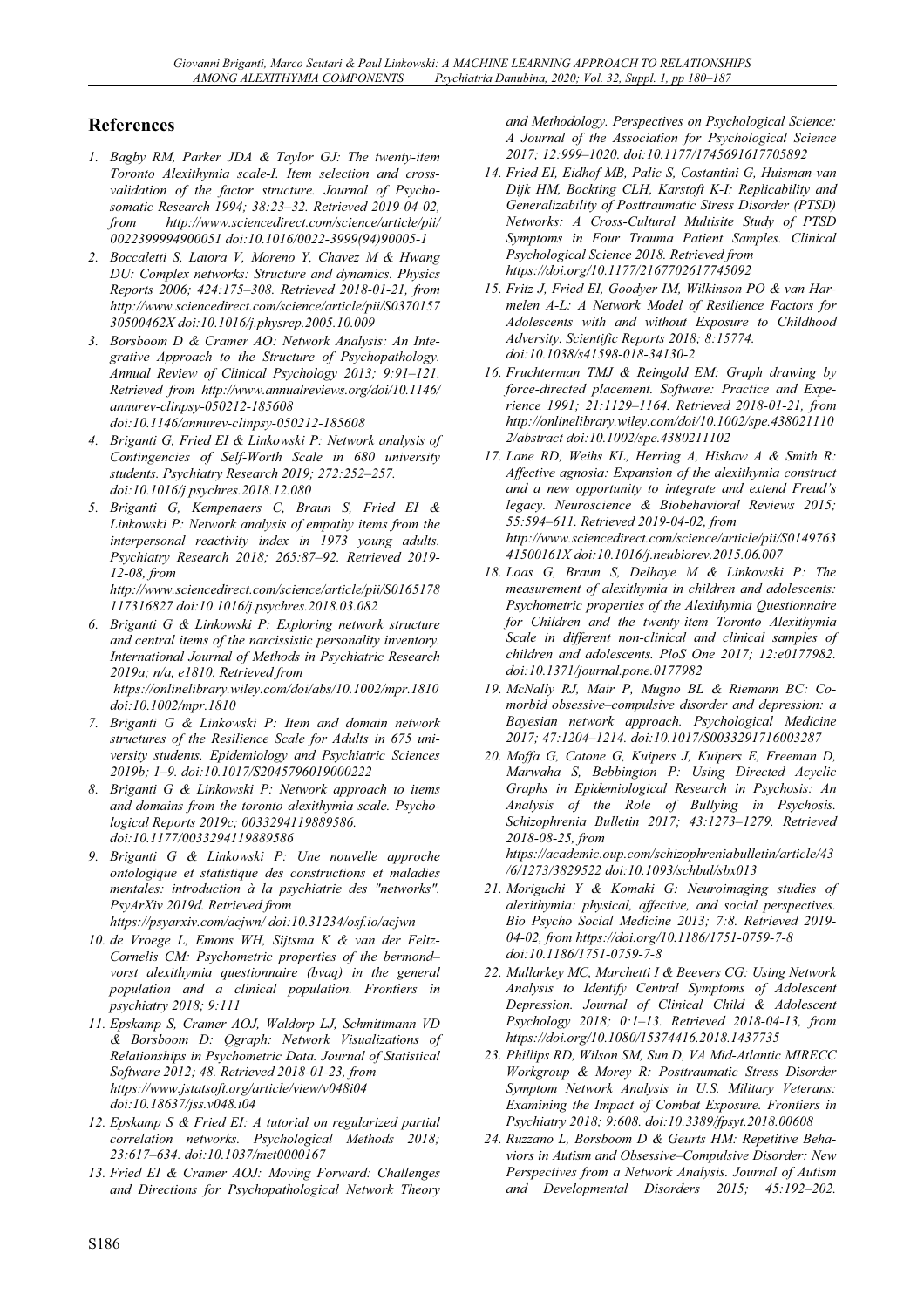## References

1. Bagby RM, Parker JDA & Taylor GJ: The twenty-item Toronto Alexithymia scale-I. Item selection and cross-validation of the factor structure. Journal of Psychosomatic Research 1994; 38:23–32. Retrieved 2019-04-02, from http://www.sciencedirect.com/science/article/pii/0022399994900051 doi:10.1016/0022-3999(94)90005-1
2. Boccaletti S, Latora V, Moreno Y, Chavez M & Hwang DU: Complex networks: Structure and dynamics. Physics Reports 2006; 424:175–308. Retrieved 2018-01-21, from http://www.sciencedirect.com/science/article/pii/S037015730500462X doi:10.1016/j.physrep.2005.10.009
3. Borsboom D & Cramer AO: Network Analysis: An Integrative Approach to the Structure of Psychopathology. Annual Review of Clinical Psychology 2013; 9:91–121. Retrieved from http://www.annualreviews.org/doi/10.1146/annurev-clinpsy-050212-185608 doi:10.1146/annurev-clinpsy-050212-185608
4. Briganti G, Fried EI & Linkowski P: Network analysis of Contingencies of Self-Worth Scale in 680 university students. Psychiatry Research 2019; 272:252–257. doi:10.1016/j.psychres.2018.12.080
5. Briganti G, Kempenaers C, Braun S, Fried EI & Linkowski P: Network analysis of empathy items from the interpersonal reactivity index in 1973 young adults. Psychiatry Research 2018; 265:87–92. Retrieved 2019-12-08, from http://www.sciencedirect.com/science/article/pii/S0165178117316827 doi:10.1016/j.psychres.2018.03.082
6. Briganti G & Linkowski P: Exploring network structure and central items of the narcissistic personality inventory. International Journal of Methods in Psychiatric Research 2019a; n/a, e1810. Retrieved from https://onlinelibrary.wiley.com/doi/abs/10.1002/mpr.1810 doi:10.1002/mpr.1810
7. Briganti G & Linkowski P: Item and domain network structures of the Resilience Scale for Adults in 675 university students. Epidemiology and Psychiatric Sciences 2019b; 1–9. doi:10.1017/S2045796019000222
8. Briganti G & Linkowski P: Network approach to items and domains from the toronto alexithymia scale. Psychological Reports 2019c; 0033294119889586. doi:10.1177/0033294119889586
9. Briganti G & Linkowski P: Une nouvelle approche ontologique et statistique des constructions et maladies mentales: introduction à la psychiatrie des "networks". PsyArXiv 2019d. Retrieved from https://psyarxiv.com/acjwn/ doi:10.31234/osf.io/acjwn
10. de Vroege L, Emons WH, Sijtsma K & van der Feltz-Cornelis CM: Psychometric properties of the bermond–vorst alexithymia questionnaire (bvaq) in the general population and a clinical population. Frontiers in psychiatry 2018; 9:111
11. Epskamp S, Cramer AOJ, Waldorp LJ, Schmittmann VD & Borsboom D: Qgraph: Network Visualizations of Relationships in Psychometric Data. Journal of Statistical Software 2012; 48. Retrieved 2018-01-23, from https://www.jstatsoft.org/article/view/v048i04 doi:10.18637/jss.v048.i04
12. Epskamp S & Fried EI: A tutorial on regularized partial correlation networks. Psychological Methods 2018; 23:617–634. doi:10.1037/met0000167
13. Fried EI & Cramer AOJ: Moving Forward: Challenges and Directions for Psychopathological Network Theory and Methodology. Perspectives on Psychological Science: A Journal of the Association for Psychological Science 2017; 12:999–1020. doi:10.1177/1745691617705892
14. Fried EI, Eidhof MB, Palic S, Costantini G, Huisman-van Dijk HM, Bockting CLH, Karstoft K-I: Replicability and Generalizability of Posttraumatic Stress Disorder (PTSD) Networks: A Cross-Cultural Multisite Study of PTSD Symptoms in Four Trauma Patient Samples. Clinical Psychological Science 2018. Retrieved from https://doi.org/10.1177/2167702617745092
15. Fritz J, Fried EI, Goodyer IM, Wilkinson PO & van Harmelen A-L: A Network Model of Resilience Factors for Adolescents with and without Exposure to Childhood Adversity. Scientific Reports 2018; 8:15774. doi:10.1038/s41598-018-34130-2
16. Fruchterman TMJ & Reingold EM: Graph drawing by force-directed placement. Software: Practice and Experience 1991; 21:1129–1164. Retrieved 2018-01-21, from http://onlinelibrary.wiley.com/doi/10.1002/spe.4380211102/abstract doi:10.1002/spe.4380211102
17. Lane RD, Weihs KL, Herring A, Hishaw A & Smith R: Affective agnosia: Expansion of the alexithymia construct and a new opportunity to integrate and extend Freud's legacy. Neuroscience & Biobehavioral Reviews 2015; 55:594–611. Retrieved 2019-04-02, from http://www.sciencedirect.com/science/article/pii/S014976341500161X doi:10.1016/j.neubiorev.2015.06.007
18. Loas G, Braun S, Delhaye M & Linkowski P: The measurement of alexithymia in children and adolescents: Psychometric properties of the Alexithymia Questionnaire for Children and the twenty-item Toronto Alexithymia Scale in different non-clinical and clinical samples of children and adolescents. PloS One 2017; 12:e0177982. doi:10.1371/journal.pone.0177982
19. McNally RJ, Mair P, Mugno BL & Riemann BC: Comorbid obsessive–compulsive disorder and depression: a Bayesian network approach. Psychological Medicine 2017; 47:1204–1214. doi:10.1017/S0033291716003287
20. Moffa G, Catone G, Kuipers J, Kuipers E, Freeman D, Marwaha S, Bebbington P: Using Directed Acyclic Graphs in Epidemiological Research in Psychosis: An Analysis of the Role of Bullying in Psychosis. Schizophrenia Bulletin 2017; 43:1273–1279. Retrieved 2018-08-25, from https://academic.oup.com/schizophreniabulletin/article/43/6/1273/3829522 doi:10.1093/schbul/sbx013
21. Moriguchi Y & Komaki G: Neuroimaging studies of alexithymia: physical, affective, and social perspectives. Bio Psycho Social Medicine 2013; 7:8. Retrieved 2019-04-02, from https://doi.org/10.1186/1751-0759-7-8 doi:10.1186/1751-0759-7-8
22. Mullarkey MC, Marchetti I & Beevers CG: Using Network Analysis to Identify Central Symptoms of Adolescent Depression. Journal of Clinical Child & Adolescent Psychology 2018; 0:1–13. Retrieved 2018-04-13, from https://doi.org/10.1080/15374416.2018.1437735
23. Phillips RD, Wilson SM, Sun D, VA Mid-Atlantic MIRECC Workgroup & Morey R: Posttraumatic Stress Disorder Symptom Network Analysis in U.S. Military Veterans: Examining the Impact of Combat Exposure. Frontiers in Psychiatry 2018; 9:608. doi:10.3389/fpsyt.2018.00608
24. Ruzzano L, Borsboom D & Geurts HM: Repetitive Behaviors in Autism and Obsessive–Compulsive Disorder: New Perspectives from a Network Analysis. Journal of Autism and Developmental Disorders 2015; 45:192–202.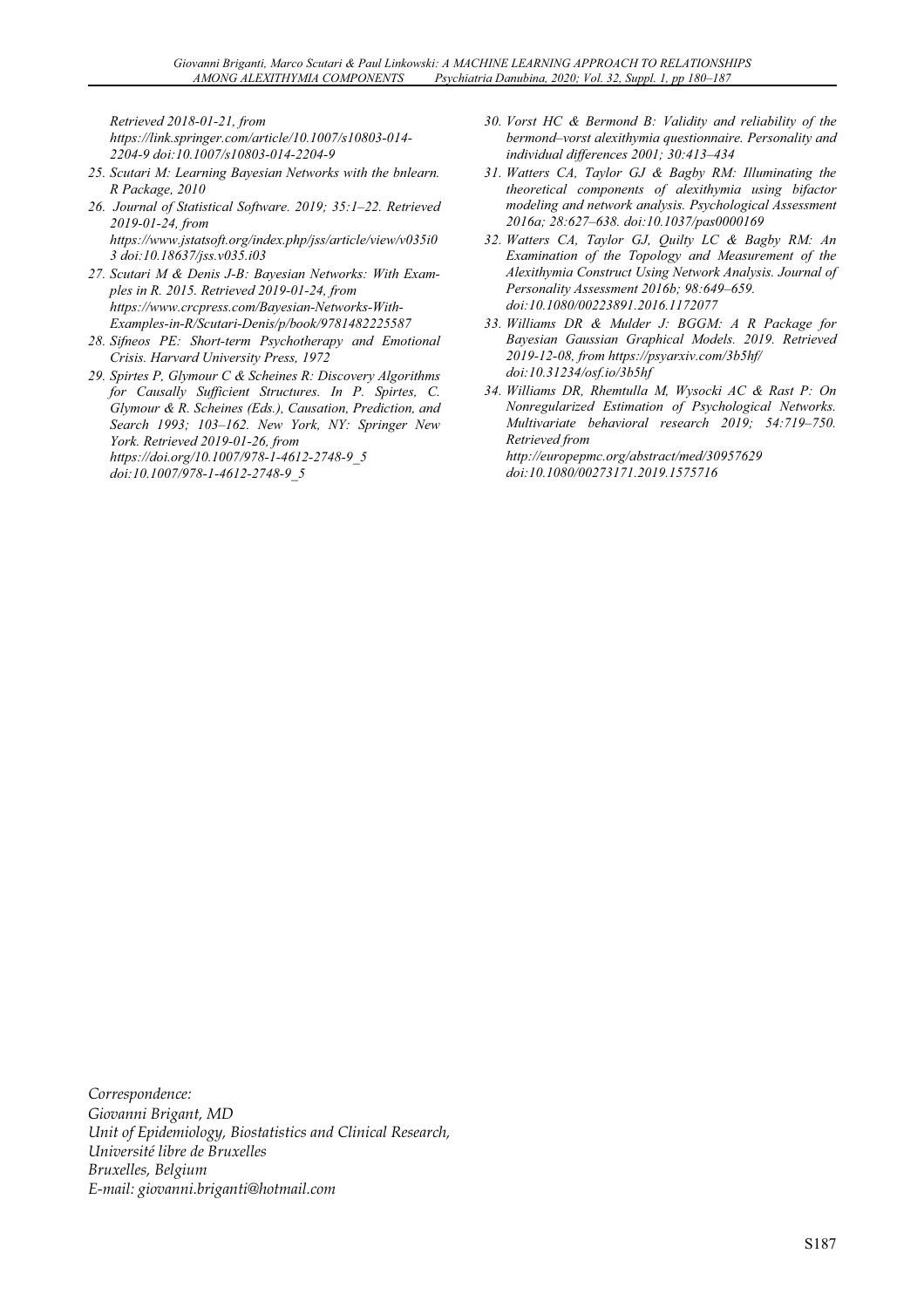*Retrieved 2018-01-21, from https://link.springer.com/article/10.1007/s10803-014-2204-9 doi:10.1007/s10803-014-2204-9*

25. *Scutari M: Learning Bayesian Networks with the bnlearn. R Package, 2010*
26. *Journal of Statistical Software. 2019; 35:1–22. Retrieved 2019-01-24, from https://www.jstatsoft.org/index.php/jss/article/view/v035i03 doi:10.18637/jss.v035.i03*
27. *Scutari M & Denis J-B: Bayesian Networks: With Examples in R. 2015. Retrieved 2019-01-24, from https://www.crcpress.com/Bayesian-Networks-With-Examples-in-R/Scutari-Denis/p/book/9781482225587*
28. *Sifneos PE: Short-term Psychotherapy and Emotional Crisis. Harvard University Press, 1972*
29. *Spirtes P, Glymour C & Scheines R: Discovery Algorithms for Causally Sufficient Structures. In P. Spirtes, C. Glymour & R. Scheines (Eds.), Causation, Prediction, and Search 1993; 103–162. New York, NY: Springer New York. Retrieved 2019-01-26, from https://doi.org/10.1007/978-1-4612-2748-9_5 doi:10.1007/978-1-4612-2748-9_5*
30. *Vorst HC & Bermond B: Validity and reliability of the bermond–vorst alexithymia questionnaire. Personality and individual differences 2001; 30:413–434*
31. *Watters CA, Taylor GJ & Bagby RM: Illuminating the theoretical components of alexithymia using bifactor modeling and network analysis. Psychological Assessment 2016a; 28:627–638. doi:10.1037/pas0000169*
32. *Watters CA, Taylor GJ, Quilty LC & Bagby RM: An Examination of the Topology and Measurement of the Alexithymia Construct Using Network Analysis. Journal of Personality Assessment 2016b; 98:649–659. doi:10.1080/00223891.2016.1172077*
33. *Williams DR & Mulder J: BGGM: A R Package for Bayesian Gaussian Graphical Models. 2019. Retrieved 2019-12-08, from https://psyarxiv.com/3b5hf/ doi:10.31234/osf.io/3b5hf*
34. *Williams DR, Rhemtulla M, Wysocki AC & Rast P: On Nonregularized Estimation of Psychological Networks. Multivariate behavioral research 2019; 54:719–750. Retrieved from http://europepmc.org/abstract/med/30957629 doi:10.1080/00273171.2019.1575716*

*Correspondence:*
*Giovanni Brigant, MD*
*Unit of Epidemiology, Biostatistics and Clinical Research, Université libre de Bruxelles*
*Bruxelles, Belgium*
*E-mail: giovanni.briganti@hotmail.com*